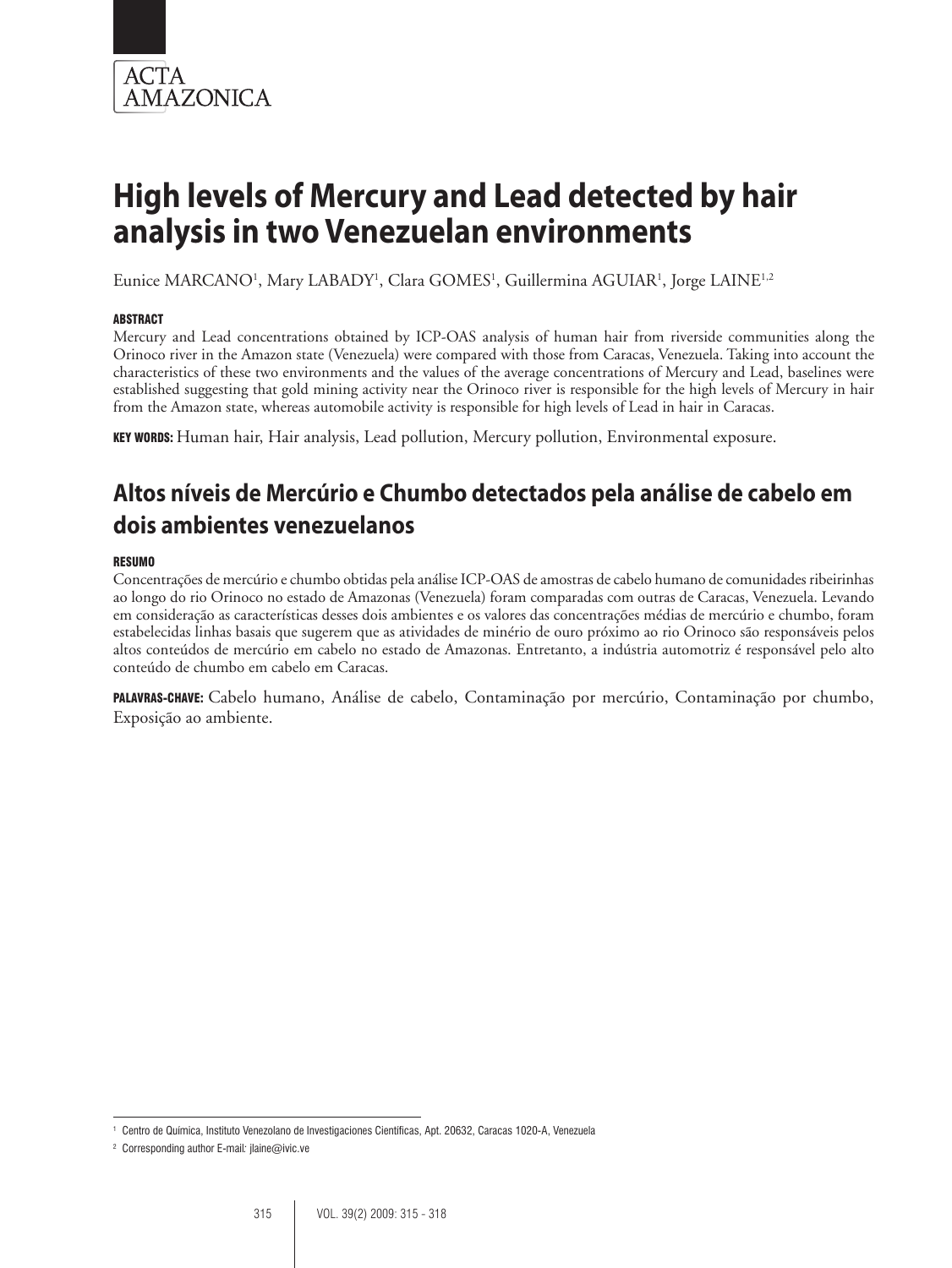# High levels of Mercury and Lead detected by hair analysis in two Venezuelan environments

Eunice MARCANO[1], Mary LABADY[1], Clara GOMES[1], Guillermina AGUIAR[1], Jorge LAINE[1,2]

#### ABSTRACT

Mercury and Lead concentrations obtained by ICP-OAS analysis of human hair from riverside communities along the Orinoco river in the Amazon state (Venezuela) were compared with those from Caracas, Venezuela. Taking into account the characteristics of these two environments and the values of the average concentrations of Mercury and Lead, baselines were established suggesting that gold mining activity near the Orinoco river is responsible for the high levels of Mercury in hair from the Amazon state, whereas automobile activity is responsible for high levels of Lead in hair in Caracas.

**KEY WORDS:** Human hair, Hair analysis, Lead pollution, Mercury pollution, Environmental exposure.

## Altos níveis de Mercúrio e Chumbo detectados pela análise de cabelo em dois ambientes venezuelanos

#### RESUMO

Concentrações de mercúrio e chumbo obtidas pela análise ICP-OAS de amostras de cabelo humano de comunidades ribeirinhas ao longo do rio Orinoco no estado de Amazonas (Venezuela) foram comparadas com outras de Caracas, Venezuela. Levando em consideração as características desses dois ambientes e os valores das concentrações médias de mercúrio e chumbo, foram estabelecidas linhas basais que sugerem que as atividades de minério de ouro próximo ao rio Orinoco são responsáveis pelos altos conteúdos de mercúrio em cabelo no estado de Amazonas. Entretanto, a indústria automotriz é responsável pelo alto conteúdo de chumbo em cabelo em Caracas.

**PALAVRAS-CHAVE:** Cabelo humano, Análise de cabelo, Contaminação por mercúrio, Contaminação por chumbo, Exposição ao ambiente.

---

[1] Centro de Química, Instituto Venezolano de Investigaciones Científicas, Apt. 20632, Caracas 1020-A, Venezuela

[2] Corresponding author E-mail: jlaine@ivic.ve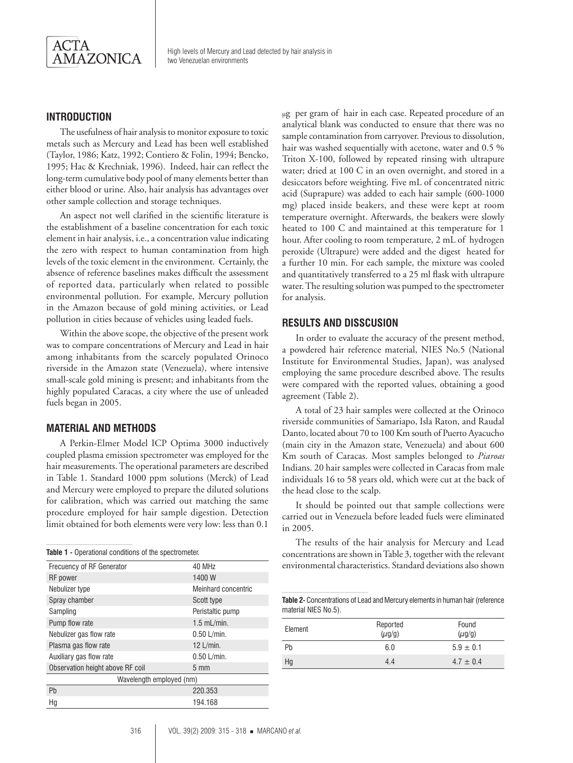## INTRODUCTION

The usefulness of hair analysis to monitor exposure to toxic metals such as Mercury and Lead has been well established (Taylor, 1986; Katz, 1992; Contiero & Folin, 1994; Bencko, 1995; Hac & Krechniak, 1996). Indeed, hair can reflect the long-term cumulative body pool of many elements better than either blood or urine. Also, hair analysis has advantages over other sample collection and storage techniques.

An aspect not well clarified in the scientific literature is the establishment of a baseline concentration for each toxic element in hair analysis, i.e., a concentration value indicating the zero with respect to human contamination from high levels of the toxic element in the environment. Certainly, the absence of reference baselines makes difficult the assessment of reported data, particularly when related to possible environmental pollution. For example, Mercury pollution in the Amazon because of gold mining activities, or Lead pollution in cities because of vehicles using leaded fuels.

Within the above scope, the objective of the present work was to compare concentrations of Mercury and Lead in hair among inhabitants from the scarcely populated Orinoco riverside in the Amazon state (Venezuela), where intensive small-scale gold mining is present; and inhabitants from the highly populated Caracas, a city where the use of unleaded fuels began in 2005.

## MATERIAL AND METHODS

A Perkin-Elmer Model ICP Optima 3000 inductively coupled plasma emission spectrometer was employed for the hair measurements. The operational parameters are described in Table 1. Standard 1000 ppm solutions (Merck) of Lead and Mercury were employed to prepare the diluted solutions for calibration, which was carried out matching the same procedure employed for hair sample digestion. Detection limit obtained for both elements were very low: less than 0.1 μg per gram of hair in each case. Repeated procedure of an analytical blank was conducted to ensure that there was no sample contamination from carryover. Previous to dissolution, hair was washed sequentially with acetone, water and 0.5 % Triton X-100, followed by repeated rinsing with ultrapure water; dried at 100 C in an oven overnight, and stored in a desiccators before weighting. Five mL of concentrated nitric acid (Suprapure) was added to each hair sample (600-1000 mg) placed inside beakers, and these were kept at room temperature overnight. Afterwards, the beakers were slowly heated to 100 C and maintained at this temperature for 1 hour. After cooling to room temperature, 2 mL of hydrogen peroxide (Ultrapure) were added and the digest heated for a further 10 min. For each sample, the mixture was cooled and quantitatively transferred to a 25 ml flask with ultrapure water. The resulting solution was pumped to the spectrometer for analysis.

**Table 1 -** Operational conditions of the spectrometer.

| | |
|---|---|
| Frecuency of RF Generator | 40 MHz |
| RF power | 1400 W |
| Nebulizer type | Meinhard concentric |
| Spray chamber | Scott type |
| Sampling | Peristaltic pump |
| Pump flow rate | 1.5 mL/min. |
| Nebulizer gas flow rate | 0.50 L/min. |
| Plasma gas flow rate | 12 L/min. |
| Auxiliary gas flow rate | 0.50 L/min. |
| Observation height above RF coil | 5 mm |
| Wavelength employed (nm) | |
| Pb | 220.353 |
| Hg | 194.168 |

## RESULTS AND DISSCUSION

In order to evaluate the accuracy of the present method, a powdered hair reference material, NIES No.5 (National Institute for Environmental Studies, Japan), was analysed employing the same procedure described above. The results were compared with the reported values, obtaining a good agreement (Table 2).

A total of 23 hair samples were collected at the Orinoco riverside communities of Samariapo, Isla Raton, and Raudal Danto, located about 70 to 100 Km south of Puerto Ayacucho (main city in the Amazon state, Venezuela) and about 600 Km south of Caracas. Most samples belonged to *Piaroas* Indians. 20 hair samples were collected in Caracas from male individuals 16 to 58 years old, which were cut at the back of the head close to the scalp.

It should be pointed out that sample collections were carried out in Venezuela before leaded fuels were eliminated in 2005.

The results of the hair analysis for Mercury and Lead concentrations are shown in Table 3, together with the relevant environmental characteristics. Standard deviations also shown

**Table 2-** Concentrations of Lead and Mercury elements in human hair (reference material NIES No.5).

| Element | Reported (μg/g) | Found (μg/g) |
|---|---|---|
| Pb | 6.0 | 5.9 ± 0.1 |
| Hg | 4.4 | 4.7 ± 0.4 |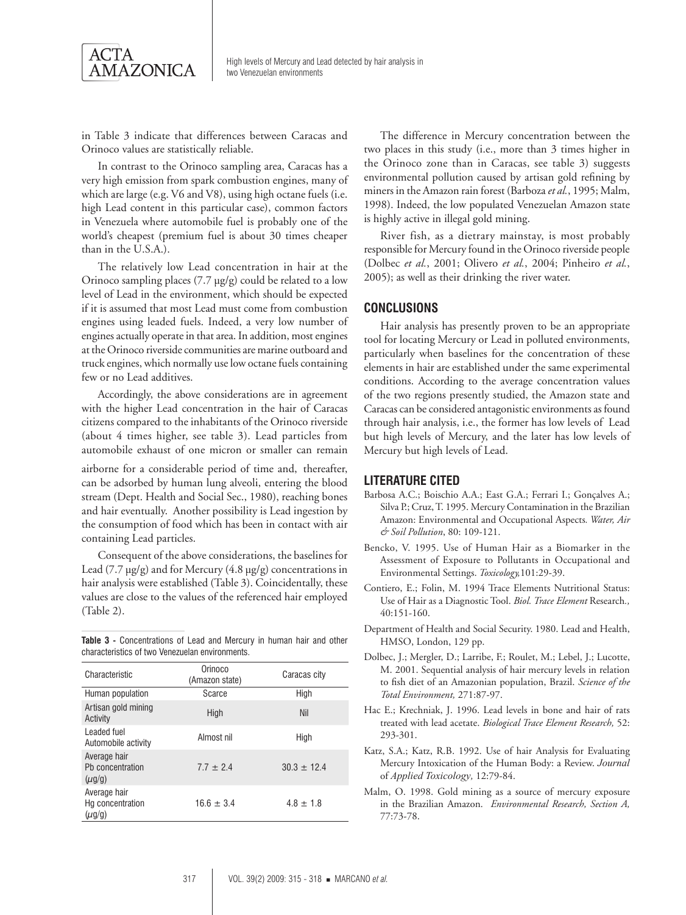in Table 3 indicate that differences between Caracas and Orinoco values are statistically reliable.

In contrast to the Orinoco sampling area, Caracas has a very high emission from spark combustion engines, many of which are large (e.g. V6 and V8), using high octane fuels (i.e. high Lead content in this particular case), common factors in Venezuela where automobile fuel is probably one of the world's cheapest (premium fuel is about 30 times cheaper than in the U.S.A.).

The relatively low Lead concentration in hair at the Orinoco sampling places (7.7 µg/g) could be related to a low level of Lead in the environment, which should be expected if it is assumed that most Lead must come from combustion engines using leaded fuels. Indeed, a very low number of engines actually operate in that area. In addition, most engines at the Orinoco riverside communities are marine outboard and truck engines, which normally use low octane fuels containing few or no Lead additives.

Accordingly, the above considerations are in agreement with the higher Lead concentration in the hair of Caracas citizens compared to the inhabitants of the Orinoco riverside (about 4 times higher, see table 3). Lead particles from automobile exhaust of one micron or smaller can remain airborne for a considerable period of time and, thereafter, can be adsorbed by human lung alveoli, entering the blood stream (Dept. Health and Social Sec., 1980), reaching bones and hair eventually. Another possibility is Lead ingestion by the consumption of food which has been in contact with air containing Lead particles.

Consequent of the above considerations, the baselines for Lead (7.7 µg/g) and for Mercury (4.8 µg/g) concentrations in hair analysis were established (Table 3). Coincidentally, these values are close to the values of the referenced hair employed (Table 2).

**Table 3 -** Concentrations of Lead and Mercury in human hair and other characteristics of two Venezuelan environments.

| Characteristic | Orinoco (Amazon state) | Caracas city |
|---|---|---|
| Human population | Scarce | High |
| Artisan gold mining Activity | High | Nil |
| Leaded fuel Automobile activity | Almost nil | High |
| Average hair Pb concentration ($\mu$g/g) | $7.7 \pm 2.4$ | $30.3 \pm 12.4$ |
| Average hair Hg concentration ($\mu$g/g) | $16.6 \pm 3.4$ | $4.8 \pm 1.8$ |

The difference in Mercury concentration between the two places in this study (i.e., more than 3 times higher in the Orinoco zone than in Caracas, see table 3) suggests environmental pollution caused by artisan gold refining by miners in the Amazon rain forest (Barboza *et al.*, 1995; Malm, 1998). Indeed, the low populated Venezuelan Amazon state is highly active in illegal gold mining.

River fish, as a dietrary mainstay, is most probably responsible for Mercury found in the Orinoco riverside people (Dolbec *et al.*, 2001; Olivero *et al.*, 2004; Pinheiro *et al.*, 2005); as well as their drinking the river water.

## CONCLUSIONS

Hair analysis has presently proven to be an appropriate tool for locating Mercury or Lead in polluted environments, particularly when baselines for the concentration of these elements in hair are established under the same experimental conditions. According to the average concentration values of the two regions presently studied, the Amazon state and Caracas can be considered antagonistic environments as found through hair analysis, i.e., the former has low levels of Lead but high levels of Mercury, and the later has low levels of Mercury but high levels of Lead.

## LITERATURE CITED

Barbosa A.C.; Boischio A.A.; East G.A.; Ferrari I.; Gonçalves A.; Silva P.; Cruz, T. 1995. Mercury Contamination in the Brazilian Amazon: Environmental and Occupational Aspects. *Water, Air & Soil Pollution*, 80: 109-121.

Bencko, V. 1995. Use of Human Hair as a Biomarker in the Assessment of Exposure to Pollutants in Occupational and Environmental Settings. *Toxicology,*101:29-39.

Contiero, E.; Folin, M. 1994 Trace Elements Nutritional Status: Use of Hair as a Diagnostic Tool. *Biol. Trace Element* Research*.,* 40:151-160.

Department of Health and Social Security. 1980. Lead and Health, HMSO, London, 129 pp.

Dolbec, J.; Mergler, D.; Larribe, F.; Roulet, M.; Lebel, J.; Lucotte, M. 2001. Sequential analysis of hair mercury levels in relation to fish diet of an Amazonian population, Brazil. *Science of the Total Environment,* 271:87-97.

Hac E.; Krechniak, J. 1996. Lead levels in bone and hair of rats treated with lead acetate. *Biological Trace Element Research,* 52: 293-301.

Katz, S.A.; Katz, R.B. 1992. Use of hair Analysis for Evaluating Mercury Intoxication of the Human Body: a Review. *Journal* of *Applied Toxicology,* 12:79-84.

Malm, O. 1998. Gold mining as a source of mercury exposure in the Brazilian Amazon. *Environmental Research, Section A,* 77:73-78.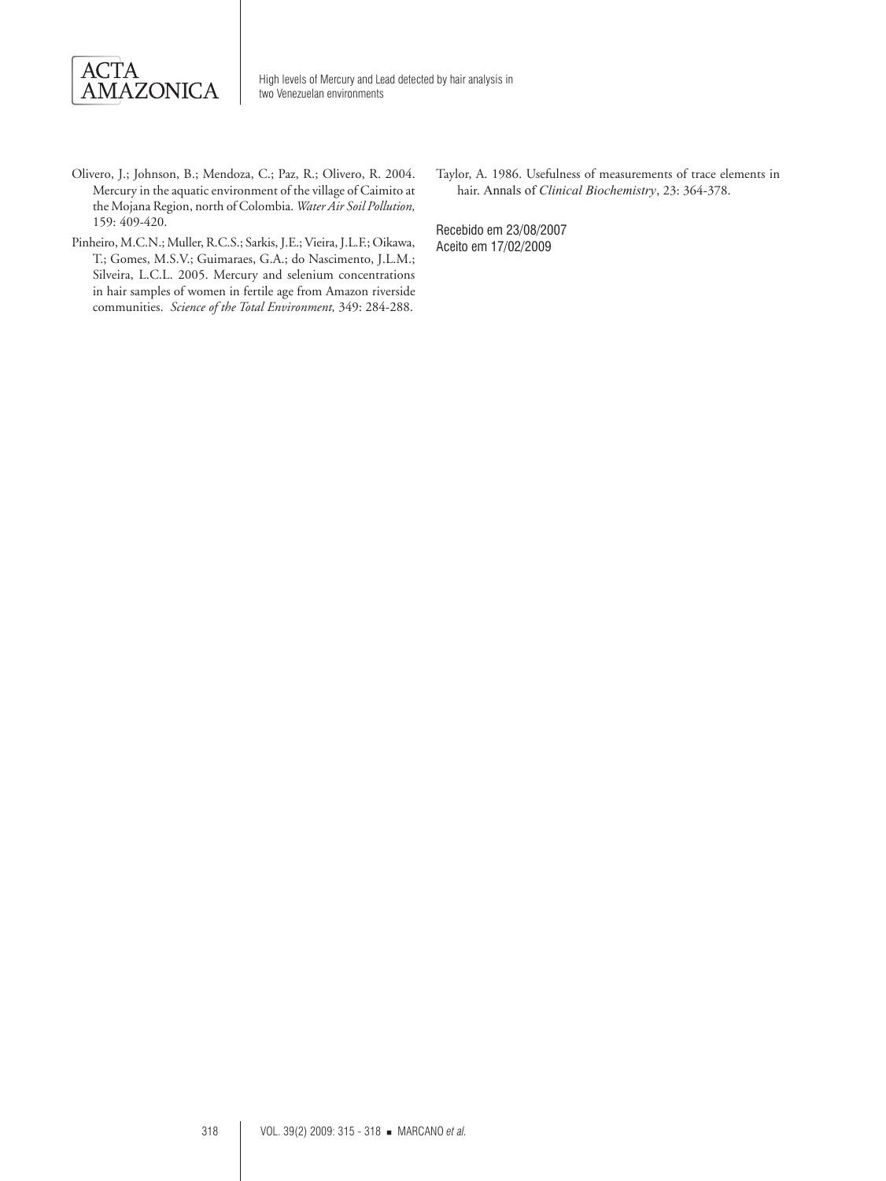Olivero, J.; Johnson, B.; Mendoza, C.; Paz, R.; Olivero, R. 2004. Mercury in the aquatic environment of the village of Caimito at the Mojana Region, north of Colombia. *Water Air Soil Pollution,* 159: 409-420.

Pinheiro, M.C.N.; Muller, R.C.S.; Sarkis, J.E.; Vieira, J.L.F.; Oikawa, T.; Gomes, M.S.V.; Guimaraes, G.A.; do Nascimento, J.L.M.; Silveira, L.C.L. 2005. Mercury and selenium concentrations in hair samples of women in fertile age from Amazon riverside communities. *Science of the Total Environment,* 349: 284-288.

Taylor, A. 1986. Usefulness of measurements of trace elements in hair. Annals of *Clinical Biochemistry*, 23: 364-378.

Recebido em 23/08/2007
Aceito em 17/02/2009